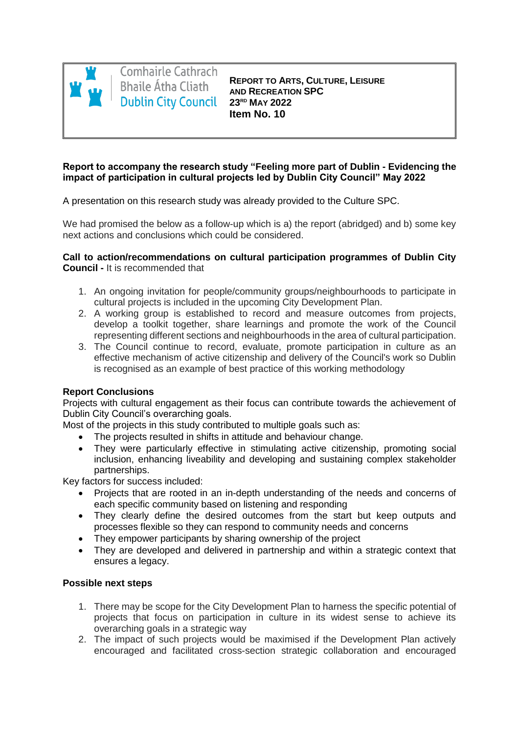Comhairle Cathrach Bhaile Átha Cliath
Dublin City Council

**REPORT TO ARTS, CULTURE, LEISURE AND RECREATION SPC**
**23RD MAY 2022**
**Item No. 10**

**Report to accompany the research study "Feeling more part of Dublin - Evidencing the impact of participation in cultural projects led by Dublin City Council" May 2022**

A presentation on this research study was already provided to the Culture SPC.

We had promised the below as a follow-up which is a) the report (abridged) and b) some key next actions and conclusions which could be considered.

**Call to action/recommendations on cultural participation programmes of Dublin City Council -** It is recommended that

1. An ongoing invitation for people/community groups/neighbourhoods to participate in cultural projects is included in the upcoming City Development Plan.
2. A working group is established to record and measure outcomes from projects, develop a toolkit together, share learnings and promote the work of the Council representing different sections and neighbourhoods in the area of cultural participation.
3. The Council continue to record, evaluate, promote participation in culture as an effective mechanism of active citizenship and delivery of the Council's work so Dublin is recognised as an example of best practice of this working methodology

**Report Conclusions**

Projects with cultural engagement as their focus can contribute towards the achievement of Dublin City Council's overarching goals.

Most of the projects in this study contributed to multiple goals such as:

- The projects resulted in shifts in attitude and behaviour change.
- They were particularly effective in stimulating active citizenship, promoting social inclusion, enhancing liveability and developing and sustaining complex stakeholder partnerships.

Key factors for success included:

- Projects that are rooted in an in-depth understanding of the needs and concerns of each specific community based on listening and responding
- They clearly define the desired outcomes from the start but keep outputs and processes flexible so they can respond to community needs and concerns
- They empower participants by sharing ownership of the project
- They are developed and delivered in partnership and within a strategic context that ensures a legacy.

**Possible next steps**

1. There may be scope for the City Development Plan to harness the specific potential of projects that focus on participation in culture in its widest sense to achieve its overarching goals in a strategic way
2. The impact of such projects would be maximised if the Development Plan actively encouraged and facilitated cross-section strategic collaboration and encouraged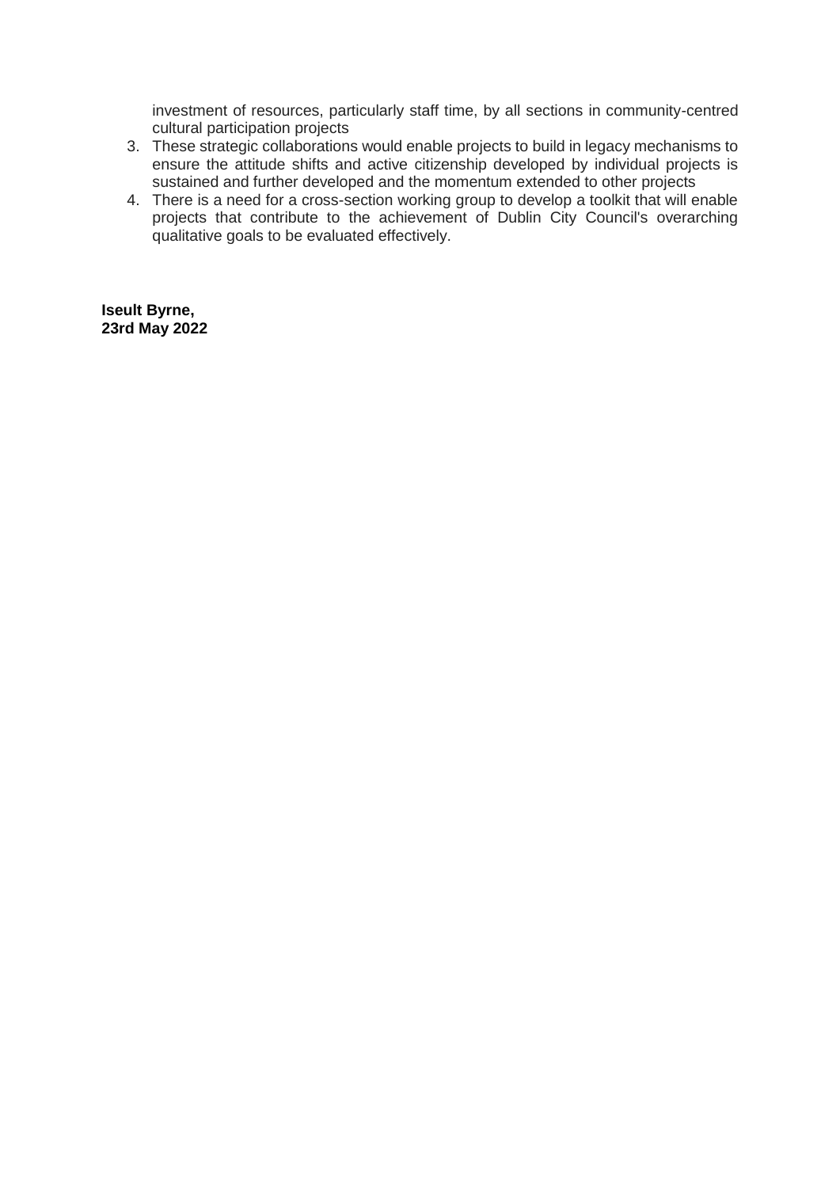investment of resources, particularly staff time, by all sections in community-centred cultural participation projects

3. These strategic collaborations would enable projects to build in legacy mechanisms to ensure the attitude shifts and active citizenship developed by individual projects is sustained and further developed and the momentum extended to other projects
4. There is a need for a cross-section working group to develop a toolkit that will enable projects that contribute to the achievement of Dublin City Council's overarching qualitative goals to be evaluated effectively.

**Iseult Byrne,**
**23rd May 2022**